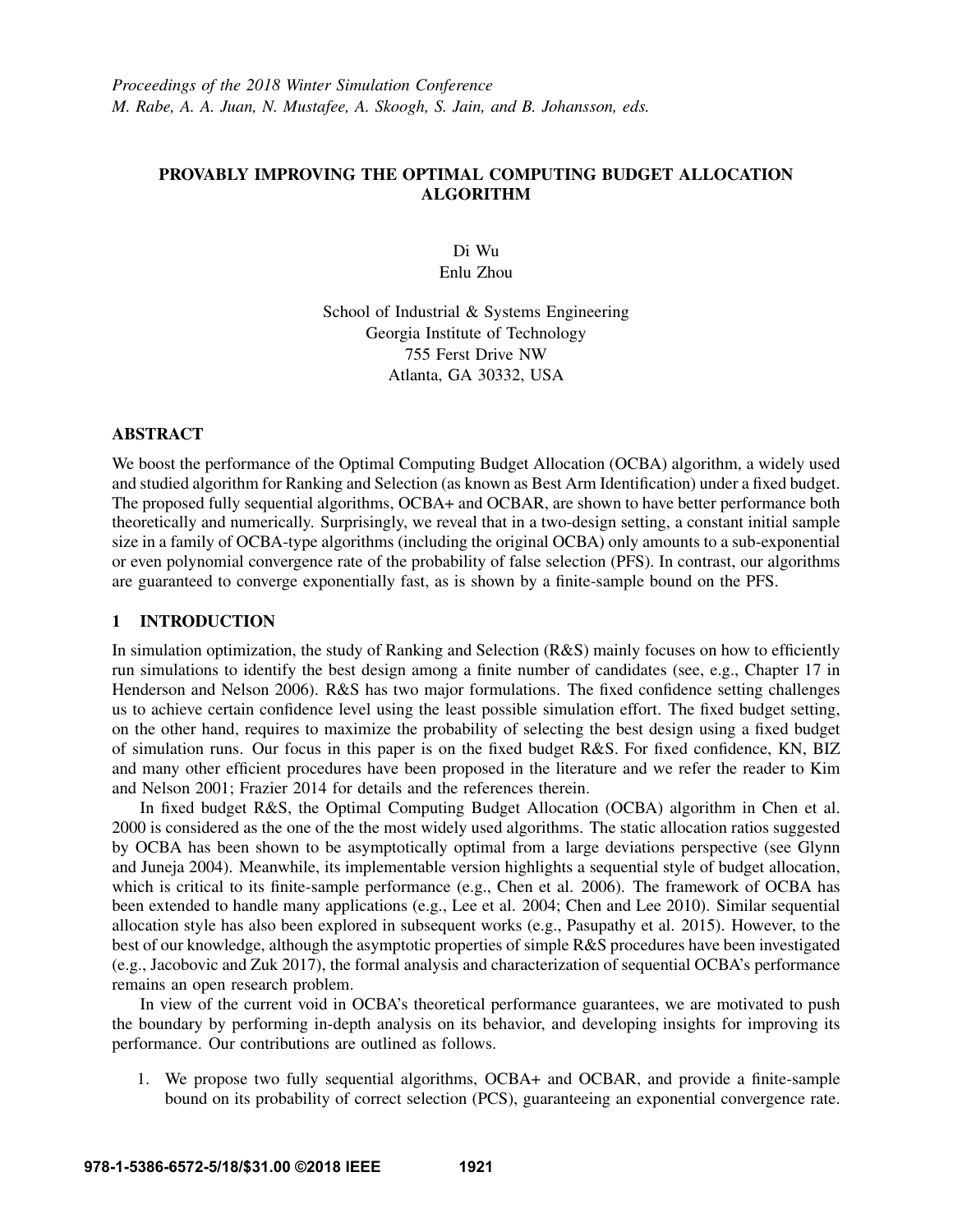*Proceedings of the 2018 Winter Simulation Conference*
*M. Rabe, A. A. Juan, N. Mustafee, A. Skoogh, S. Jain, and B. Johansson, eds.*

# PROVABLY IMPROVING THE OPTIMAL COMPUTING BUDGET ALLOCATION ALGORITHM

Di Wu
Enlu Zhou

School of Industrial & Systems Engineering
Georgia Institute of Technology
755 Ferst Drive NW
Atlanta, GA 30332, USA

## ABSTRACT

We boost the performance of the Optimal Computing Budget Allocation (OCBA) algorithm, a widely used and studied algorithm for Ranking and Selection (as known as Best Arm Identification) under a fixed budget. The proposed fully sequential algorithms, OCBA+ and OCBAR, are shown to have better performance both theoretically and numerically. Surprisingly, we reveal that in a two-design setting, a constant initial sample size in a family of OCBA-type algorithms (including the original OCBA) only amounts to a sub-exponential or even polynomial convergence rate of the probability of false selection (PFS). In contrast, our algorithms are guaranteed to converge exponentially fast, as is shown by a finite-sample bound on the PFS.

## 1 INTRODUCTION

In simulation optimization, the study of Ranking and Selection (R&S) mainly focuses on how to efficiently run simulations to identify the best design among a finite number of candidates (see, e.g., Chapter 17 in Henderson and Nelson 2006). R&S has two major formulations. The fixed confidence setting challenges us to achieve certain confidence level using the least possible simulation effort. The fixed budget setting, on the other hand, requires to maximize the probability of selecting the best design using a fixed budget of simulation runs. Our focus in this paper is on the fixed budget R&S. For fixed confidence, KN, BIZ and many other efficient procedures have been proposed in the literature and we refer the reader to Kim and Nelson 2001; Frazier 2014 for details and the references therein.

In fixed budget R&S, the Optimal Computing Budget Allocation (OCBA) algorithm in Chen et al. 2000 is considered as the one of the the most widely used algorithms. The static allocation ratios suggested by OCBA has been shown to be asymptotically optimal from a large deviations perspective (see Glynn and Juneja 2004). Meanwhile, its implementable version highlights a sequential style of budget allocation, which is critical to its finite-sample performance (e.g., Chen et al. 2006). The framework of OCBA has been extended to handle many applications (e.g., Lee et al. 2004; Chen and Lee 2010). Similar sequential allocation style has also been explored in subsequent works (e.g., Pasupathy et al. 2015). However, to the best of our knowledge, although the asymptotic properties of simple R&S procedures have been investigated (e.g., Jacobovic and Zuk 2017), the formal analysis and characterization of sequential OCBA's performance remains an open research problem.

In view of the current void in OCBA's theoretical performance guarantees, we are motivated to push the boundary by performing in-depth analysis on its behavior, and developing insights for improving its performance. Our contributions are outlined as follows.

1. We propose two fully sequential algorithms, OCBA+ and OCBAR, and provide a finite-sample bound on its probability of correct selection (PCS), guaranteeing an exponential convergence rate.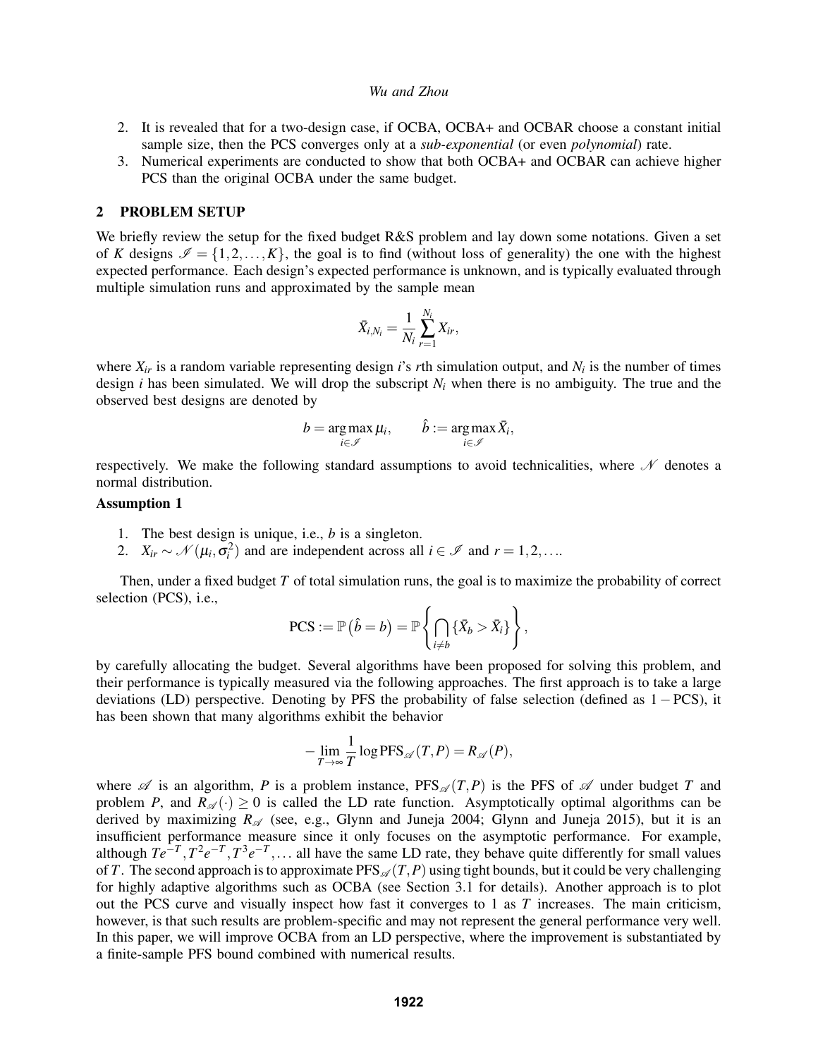2. It is revealed that for a two-design case, if OCBA, OCBA+ and OCBAR choose a constant initial sample size, then the PCS converges only at a *sub-exponential* (or even *polynomial*) rate.
3. Numerical experiments are conducted to show that both OCBA+ and OCBAR can achieve higher PCS than the original OCBA under the same budget.

## 2 PROBLEM SETUP

We briefly review the setup for the fixed budget R&S problem and lay down some notations. Given a set of $K$ designs $\mathscr{I} = \{1,2,\ldots,K\}$, the goal is to find (without loss of generality) the one with the highest expected performance. Each design's expected performance is unknown, and is typically evaluated through multiple simulation runs and approximated by the sample mean

$$\bar{X}_{i,N_i} = \frac{1}{N_i}\sum_{r=1}^{N_i} X_{ir},$$

where $X_{ir}$ is a random variable representing design $i$'s $r$th simulation output, and $N_i$ is the number of times design $i$ has been simulated. We will drop the subscript $N_i$ when there is no ambiguity. The true and the observed best designs are denoted by

$$b = \underset{i\in\mathscr{I}}{\arg\max}\,\mu_i, \qquad \hat{b} := \underset{i\in\mathscr{I}}{\arg\max}\,\bar{X}_i,$$

respectively. We make the following standard assumptions to avoid technicalities, where $\mathscr{N}$ denotes a normal distribution.

**Assumption 1**

1. The best design is unique, i.e., $b$ is a singleton.
2. $X_{ir} \sim \mathscr{N}(\mu_i, \sigma_i^2)$ and are independent across all $i \in \mathscr{I}$ and $r = 1,2,\ldots$.

Then, under a fixed budget $T$ of total simulation runs, the goal is to maximize the probability of correct selection (PCS), i.e.,

$$\text{PCS} := \mathbb{P}\left(\hat{b} = b\right) = \mathbb{P}\left\{\bigcap_{i\neq b}\{\bar{X}_b > \bar{X}_i\}\right\},$$

by carefully allocating the budget. Several algorithms have been proposed for solving this problem, and their performance is typically measured via the following approaches. The first approach is to take a large deviations (LD) perspective. Denoting by PFS the probability of false selection (defined as $1-\text{PCS}$), it has been shown that many algorithms exhibit the behavior

$$-\lim_{T\to\infty}\frac{1}{T}\log \text{PFS}_{\mathscr{A}}(T,P) = R_{\mathscr{A}}(P),$$

where $\mathscr{A}$ is an algorithm, $P$ is a problem instance, $\text{PFS}_{\mathscr{A}}(T,P)$ is the PFS of $\mathscr{A}$ under budget $T$ and problem $P$, and $R_{\mathscr{A}}(\cdot) \geq 0$ is called the LD rate function. Asymptotically optimal algorithms can be derived by maximizing $R_{\mathscr{A}}$ (see, e.g., Glynn and Juneja 2004; Glynn and Juneja 2015), but it is an insufficient performance measure since it only focuses on the asymptotic performance. For example, although $Te^{-T}, T^2e^{-T}, T^3e^{-T}, \ldots$ all have the same LD rate, they behave quite differently for small values of $T$. The second approach is to approximate $\text{PFS}_{\mathscr{A}}(T,P)$ using tight bounds, but it could be very challenging for highly adaptive algorithms such as OCBA (see Section 3.1 for details). Another approach is to plot out the PCS curve and visually inspect how fast it converges to 1 as $T$ increases. The main criticism, however, is that such results are problem-specific and may not represent the general performance very well. In this paper, we will improve OCBA from an LD perspective, where the improvement is substantiated by a finite-sample PFS bound combined with numerical results.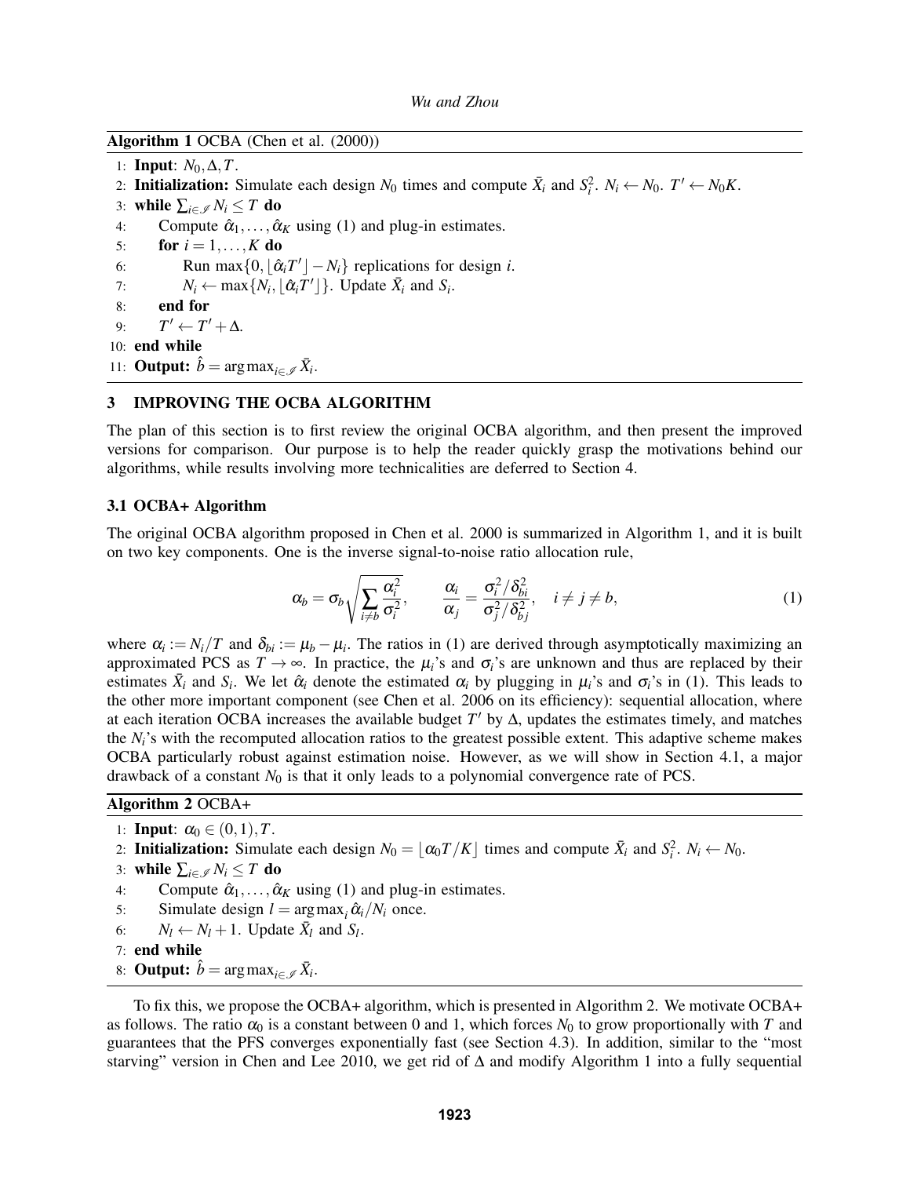**Algorithm 1** OCBA (Chen et al. (2000))

```
1: Input: N_0, Δ, T.
2: Initialization: Simulate each design N_0 times and compute X̄_i and S_i^2. N_i ← N_0. T' ← N_0 K.
3: while Σ_{i∈𝒥} N_i ≤ T do
4:     Compute α̂_1, ..., α̂_K using (1) and plug-in estimates.
5:     for i = 1, ..., K do
6:         Run max{0, ⌊α̂_i T'⌋ − N_i} replications for design i.
7:         N_i ← max{N_i, ⌊α̂_i T'⌋}. Update X̄_i and S_i.
8:     end for
9:     T' ← T' + Δ.
10: end while
11: Output: b̂ = argmax_{i∈𝒥} X̄_i.
```

## 3 IMPROVING THE OCBA ALGORITHM

The plan of this section is to first review the original OCBA algorithm, and then present the improved versions for comparison. Our purpose is to help the reader quickly grasp the motivations behind our algorithms, while results involving more technicalities are deferred to Section 4.

### 3.1 OCBA+ Algorithm

The original OCBA algorithm proposed in Chen et al. 2000 is summarized in Algorithm 1, and it is built on two key components. One is the inverse signal-to-noise ratio allocation rule,

$$\alpha_b = \sigma_b \sqrt{\sum_{i \neq b} \frac{\alpha_i^2}{\sigma_i^2}}, \qquad \frac{\alpha_i}{\alpha_j} = \frac{\sigma_i^2/\delta_{bi}^2}{\sigma_j^2/\delta_{bj}^2}, \quad i \neq j \neq b, \tag{1}$$

where $\alpha_i := N_i/T$ and $\delta_{bi} := \mu_b - \mu_i$. The ratios in (1) are derived through asymptotically maximizing an approximated PCS as $T \to \infty$. In practice, the $\mu_i$'s and $\sigma_i$'s are unknown and thus are replaced by their estimates $\bar{X}_i$ and $S_i$. We let $\hat{\alpha}_i$ denote the estimated $\alpha_i$ by plugging in $\mu_i$'s and $\sigma_i$'s in (1). This leads to the other more important component (see Chen et al. 2006 on its efficiency): sequential allocation, where at each iteration OCBA increases the available budget $T'$ by $\Delta$, updates the estimates timely, and matches the $N_i$'s with the recomputed allocation ratios to the greatest possible extent. This adaptive scheme makes OCBA particularly robust against estimation noise. However, as we will show in Section 4.1, a major drawback of a constant $N_0$ is that it only leads to a polynomial convergence rate of PCS.

**Algorithm 2** OCBA+

```
1: Input: α_0 ∈ (0,1), T.
2: Initialization: Simulate each design N_0 = ⌊α_0 T/K⌋ times and compute X̄_i and S_i^2. N_i ← N_0.
3: while Σ_{i∈𝒥} N_i ≤ T do
4:     Compute α̂_1, ..., α̂_K using (1) and plug-in estimates.
5:     Simulate design l = argmax_i α̂_i/N_i once.
6:     N_l ← N_l + 1. Update X̄_l and S_l.
7: end while
8: Output: b̂ = argmax_{i∈𝒥} X̄_i.
```

To fix this, we propose the OCBA+ algorithm, which is presented in Algorithm 2. We motivate OCBA+ as follows. The ratio $\alpha_0$ is a constant between 0 and 1, which forces $N_0$ to grow proportionally with $T$ and guarantees that the PFS converges exponentially fast (see Section 4.3). In addition, similar to the "most starving" version in Chen and Lee 2010, we get rid of $\Delta$ and modify Algorithm 1 into a fully sequential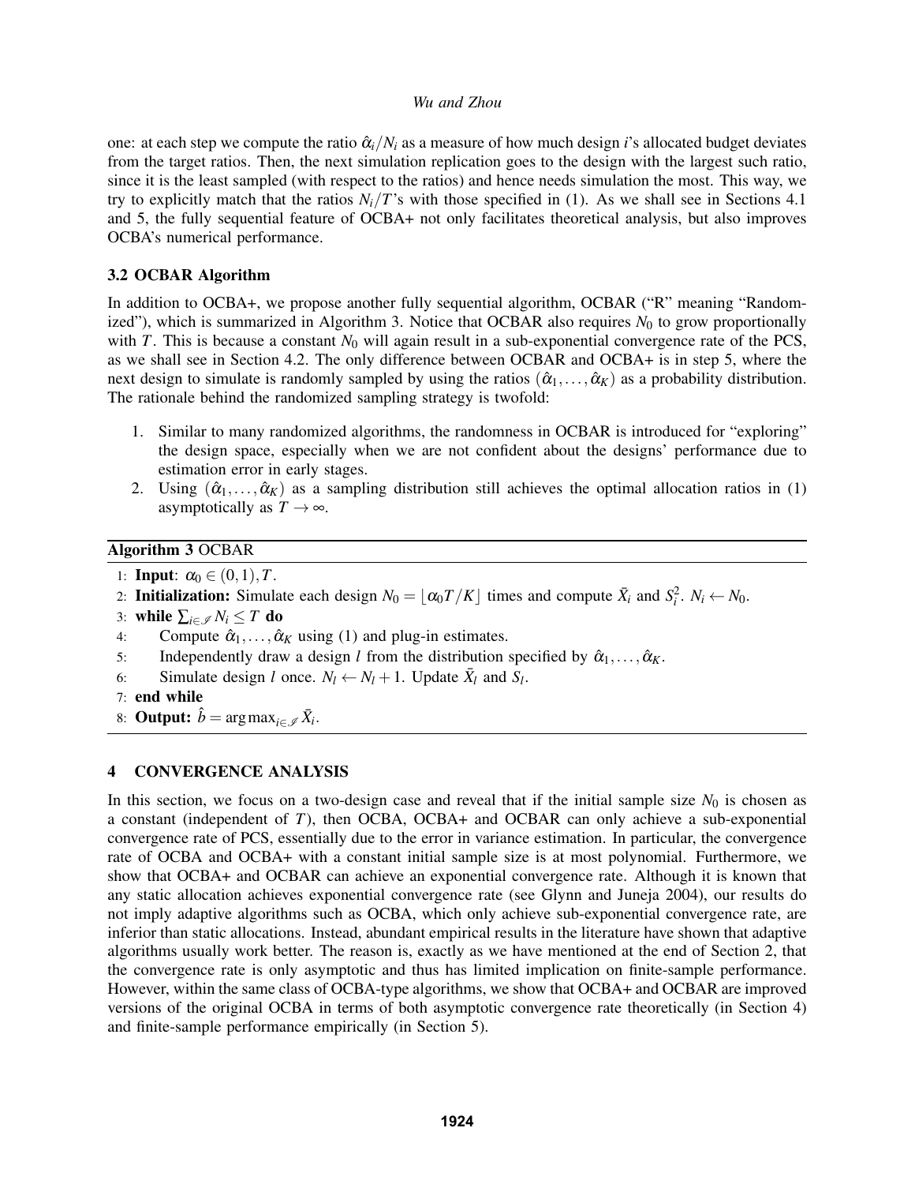one: at each step we compute the ratio $\hat{\alpha}_i/N_i$ as a measure of how much design $i$'s allocated budget deviates from the target ratios. Then, the next simulation replication goes to the design with the largest such ratio, since it is the least sampled (with respect to the ratios) and hence needs simulation the most. This way, we try to explicitly match that the ratios $N_i/T$'s with those specified in (1). As we shall see in Sections 4.1 and 5, the fully sequential feature of OCBA+ not only facilitates theoretical analysis, but also improves OCBA's numerical performance.

### 3.2 OCBAR Algorithm

In addition to OCBA+, we propose another fully sequential algorithm, OCBAR ("R" meaning "Randomized"), which is summarized in Algorithm 3. Notice that OCBAR also requires $N_0$ to grow proportionally with $T$. This is because a constant $N_0$ will again result in a sub-exponential convergence rate of the PCS, as we shall see in Section 4.2. The only difference between OCBAR and OCBA+ is in step 5, where the next design to simulate is randomly sampled by using the ratios $(\hat{\alpha}_1,\ldots,\hat{\alpha}_K)$ as a probability distribution. The rationale behind the randomized sampling strategy is twofold:

1. Similar to many randomized algorithms, the randomness in OCBAR is introduced for "exploring" the design space, especially when we are not confident about the designs' performance due to estimation error in early stages.
2. Using $(\hat{\alpha}_1,\ldots,\hat{\alpha}_K)$ as a sampling distribution still achieves the optimal allocation ratios in (1) asymptotically as $T \to \infty$.

**Algorithm 3** OCBAR

```
1: Input: α_0 ∈ (0,1), T.
2: Initialization: Simulate each design N_0 = ⌊α_0 T/K⌋ times and compute X̄_i and S_i^2. N_i ← N_0.
3: while Σ_{i∈𝒥} N_i ≤ T do
4:     Compute α̂_1, ..., α̂_K using (1) and plug-in estimates.
5:     Independently draw a design l from the distribution specified by α̂_1, ..., α̂_K.
6:     Simulate design l once. N_l ← N_l + 1. Update X̄_l and S_l.
7: end while
8: Output: b̂ = argmax_{i∈𝒥} X̄_i.
```

## 4 CONVERGENCE ANALYSIS

In this section, we focus on a two-design case and reveal that if the initial sample size $N_0$ is chosen as a constant (independent of $T$), then OCBA, OCBA+ and OCBAR can only achieve a sub-exponential convergence rate of PCS, essentially due to the error in variance estimation. In particular, the convergence rate of OCBA and OCBA+ with a constant initial sample size is at most polynomial. Furthermore, we show that OCBA+ and OCBAR can achieve an exponential convergence rate. Although it is known that any static allocation achieves exponential convergence rate (see Glynn and Juneja 2004), our results do not imply adaptive algorithms such as OCBA, which only achieve sub-exponential convergence rate, are inferior than static allocations. Instead, abundant empirical results in the literature have shown that adaptive algorithms usually work better. The reason is, exactly as we have mentioned at the end of Section 2, that the convergence rate is only asymptotic and thus has limited implication on finite-sample performance. However, within the same class of OCBA-type algorithms, we show that OCBA+ and OCBAR are improved versions of the original OCBA in terms of both asymptotic convergence rate theoretically (in Section 4) and finite-sample performance empirically (in Section 5).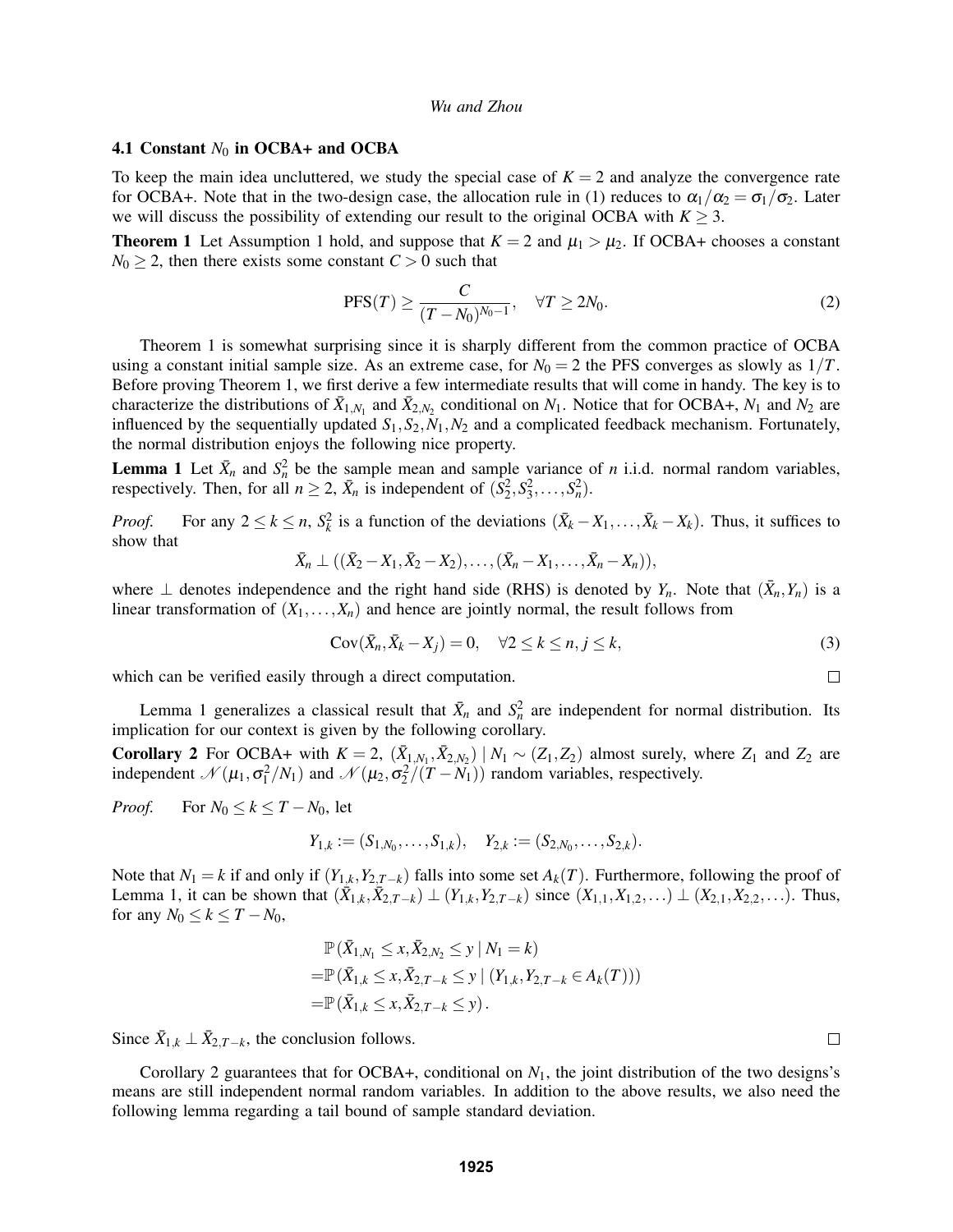### 4.1 Constant $N_0$ in OCBA+ and OCBA

To keep the main idea uncluttered, we study the special case of $K = 2$ and analyze the convergence rate for OCBA+. Note that in the two-design case, the allocation rule in (1) reduces to $\alpha_1/\alpha_2 = \sigma_1/\sigma_2$. Later we will discuss the possibility of extending our result to the original OCBA with $K \geq 3$.

**Theorem 1** Let Assumption 1 hold, and suppose that $K = 2$ and $\mu_1 > \mu_2$. If OCBA+ chooses a constant $N_0 \geq 2$, then there exists some constant $C > 0$ such that

$$\text{PFS}(T) \geq \frac{C}{(T - N_0)^{N_0 - 1}}, \quad \forall T \geq 2N_0. \tag{2}$$

Theorem 1 is somewhat surprising since it is sharply different from the common practice of OCBA using a constant initial sample size. As an extreme case, for $N_0 = 2$ the PFS converges as slowly as $1/T$. Before proving Theorem 1, we first derive a few intermediate results that will come in handy. The key is to characterize the distributions of $\bar{X}_{1,N_1}$ and $\bar{X}_{2,N_2}$ conditional on $N_1$. Notice that for OCBA+, $N_1$ and $N_2$ are influenced by the sequentially updated $S_1, S_2, N_1, N_2$ and a complicated feedback mechanism. Fortunately, the normal distribution enjoys the following nice property.

**Lemma 1** Let $\bar{X}_n$ and $S_n^2$ be the sample mean and sample variance of $n$ i.i.d. normal random variables, respectively. Then, for all $n \geq 2$, $\bar{X}_n$ is independent of $(S_2^2, S_3^2, \ldots, S_n^2)$.

*Proof.* For any $2 \leq k \leq n$, $S_k^2$ is a function of the deviations $(\bar{X}_k - X_1, \ldots, \bar{X}_k - X_k)$. Thus, it suffices to show that

$$\bar{X}_n \perp ((\bar{X}_2 - X_1, \bar{X}_2 - X_2), \ldots, (\bar{X}_n - X_1, \ldots, \bar{X}_n - X_n)),$$

where $\perp$ denotes independence and the right hand side (RHS) is denoted by $Y_n$. Note that $(\bar{X}_n, Y_n)$ is a linear transformation of $(X_1, \ldots, X_n)$ and hence are jointly normal, the result follows from

$$\text{Cov}(\bar{X}_n, \bar{X}_k - X_j) = 0, \quad \forall 2 \leq k \leq n, j \leq k, \tag{3}$$

which can be verified easily through a direct computation. □

Lemma 1 generalizes a classical result that $\bar{X}_n$ and $S_n^2$ are independent for normal distribution. Its implication for our context is given by the following corollary.

**Corollary 2** For OCBA+ with $K = 2$, $(\bar{X}_{1,N_1}, \bar{X}_{2,N_2}) \mid N_1 \sim (Z_1, Z_2)$ almost surely, where $Z_1$ and $Z_2$ are independent $\mathcal{N}(\mu_1, \sigma_1^2/N_1)$ and $\mathcal{N}(\mu_2, \sigma_2^2/(T - N_1))$ random variables, respectively.

*Proof.* For $N_0 \leq k \leq T - N_0$, let

$$Y_{1,k} := (S_{1,N_0}, \ldots, S_{1,k}), \quad Y_{2,k} := (S_{2,N_0}, \ldots, S_{2,k}).$$

Note that $N_1 = k$ if and only if $(Y_{1,k}, Y_{2,T-k})$ falls into some set $A_k(T)$. Furthermore, following the proof of Lemma 1, it can be shown that $(\bar{X}_{1,k}, \bar{X}_{2,T-k}) \perp (Y_{1,k}, Y_{2,T-k})$ since $(X_{1,1}, X_{1,2}, \ldots) \perp (X_{2,1}, X_{2,2}, \ldots)$. Thus, for any $N_0 \leq k \leq T - N_0$,

$$\begin{aligned}
&\mathbb{P}(\bar{X}_{1,N_1} \leq x, \bar{X}_{2,N_2} \leq y \mid N_1 = k) \\
=&\mathbb{P}(\bar{X}_{1,k} \leq x, \bar{X}_{2,T-k} \leq y \mid (Y_{1,k}, Y_{2,T-k} \in A_k(T))) \\
=&\mathbb{P}(\bar{X}_{1,k} \leq x, \bar{X}_{2,T-k} \leq y).
\end{aligned}$$

Since $\bar{X}_{1,k} \perp \bar{X}_{2,T-k}$, the conclusion follows. □

Corollary 2 guarantees that for OCBA+, conditional on $N_1$, the joint distribution of the two designs's means are still independent normal random variables. In addition to the above results, we also need the following lemma regarding a tail bound of sample standard deviation.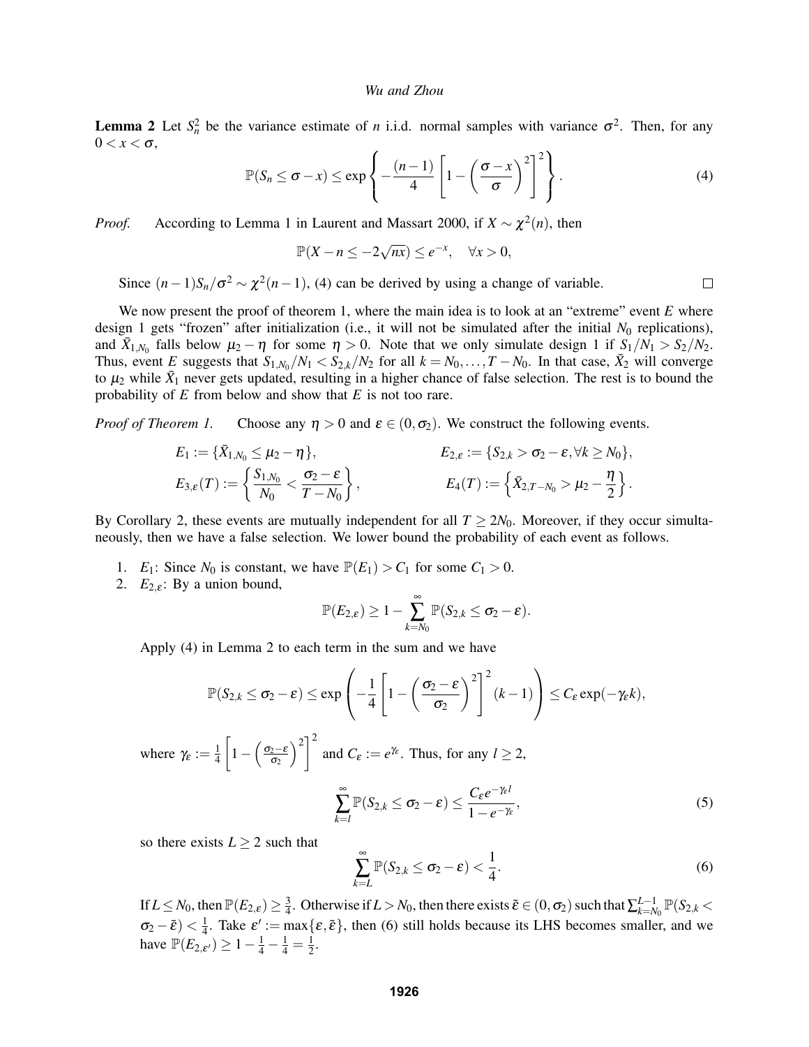**Lemma 2** Let $S_n^2$ be the variance estimate of $n$ i.i.d. normal samples with variance $\sigma^2$. Then, for any $0 < x < \sigma$,

$$\mathbb{P}(S_n \leq \sigma - x) \leq \exp\left\{-\frac{(n-1)}{4}\left[1 - \left(\frac{\sigma - x}{\sigma}\right)^2\right]^2\right\}. \tag{4}$$

*Proof.* According to Lemma 1 in Laurent and Massart 2000, if $X \sim \chi^2(n)$, then

$$\mathbb{P}(X - n \leq -2\sqrt{nx}) \leq e^{-x}, \quad \forall x > 0,$$

Since $(n-1)S_n/\sigma^2 \sim \chi^2(n-1)$, (4) can be derived by using a change of variable. □

We now present the proof of theorem 1, where the main idea is to look at an "extreme" event $E$ where design 1 gets "frozen" after initialization (i.e., it will not be simulated after the initial $N_0$ replications), and $\bar{X}_{1,N_0}$ falls below $\mu_2 - \eta$ for some $\eta > 0$. Note that we only simulate design 1 if $S_1/N_1 > S_2/N_2$. Thus, event $E$ suggests that $S_{1,N_0}/N_1 < S_{2,k}/N_2$ for all $k = N_0, \ldots, T - N_0$. In that case, $\bar{X}_2$ will converge to $\mu_2$ while $\bar{X}_1$ never gets updated, resulting in a higher chance of false selection. The rest is to bound the probability of $E$ from below and show that $E$ is not too rare.

*Proof of Theorem 1.* Choose any $\eta > 0$ and $\varepsilon \in (0, \sigma_2)$. We construct the following events.

$$E_1 := \{\bar{X}_{1,N_0} \leq \mu_2 - \eta\}, \qquad E_{2,\varepsilon} := \{S_{2,k} > \sigma_2 - \varepsilon, \forall k \geq N_0\},$$

$$E_{3,\varepsilon}(T) := \left\{\frac{S_{1,N_0}}{N_0} < \frac{\sigma_2 - \varepsilon}{T - N_0}\right\}, \qquad E_4(T) := \left\{\bar{X}_{2,T-N_0} > \mu_2 - \frac{\eta}{2}\right\}.$$

By Corollary 2, these events are mutually independent for all $T \geq 2N_0$. Moreover, if they occur simultaneously, then we have a false selection. We lower bound the probability of each event as follows.

1. $E_1$: Since $N_0$ is constant, we have $\mathbb{P}(E_1) > C_1$ for some $C_1 > 0$.
2. $E_{2,\varepsilon}$: By a union bound,

$$\mathbb{P}(E_{2,\varepsilon}) \geq 1 - \sum_{k=N_0}^{\infty} \mathbb{P}(S_{2,k} \leq \sigma_2 - \varepsilon).$$

Apply (4) in Lemma 2 to each term in the sum and we have

$$\mathbb{P}(S_{2,k} \leq \sigma_2 - \varepsilon) \leq \exp\left(-\frac{1}{4}\left[1 - \left(\frac{\sigma_2 - \varepsilon}{\sigma_2}\right)^2\right]^2 (k-1)\right) \leq C_\varepsilon \exp(-\gamma_\varepsilon k),$$

where $\gamma_\varepsilon := \frac{1}{4}\left[1 - \left(\frac{\sigma_2 - \varepsilon}{\sigma_2}\right)^2\right]^2$ and $C_\varepsilon := e^{\gamma_\varepsilon}$. Thus, for any $l \geq 2$,

$$\sum_{k=l}^{\infty} \mathbb{P}(S_{2,k} \leq \sigma_2 - \varepsilon) \leq \frac{C_\varepsilon e^{-\gamma_\varepsilon l}}{1 - e^{-\gamma_\varepsilon}}, \tag{5}$$

so there exists $L \geq 2$ such that

$$\sum_{k=L}^{\infty} \mathbb{P}(S_{2,k} \leq \sigma_2 - \varepsilon) < \frac{1}{4}. \tag{6}$$

If $L \leq N_0$, then $\mathbb{P}(E_{2,\varepsilon}) \geq \frac{3}{4}$. Otherwise if $L > N_0$, then there exists $\tilde{\varepsilon} \in (0, \sigma_2)$ such that $\sum_{k=N_0}^{L-1} \mathbb{P}(S_{2,k} < \sigma_2 - \tilde{\varepsilon}) < \frac{1}{4}$. Take $\varepsilon' := \max\{\varepsilon, \tilde{\varepsilon}\}$, then (6) still holds because its LHS becomes smaller, and we have $\mathbb{P}(E_{2,\varepsilon'}) \geq 1 - \frac{1}{4} - \frac{1}{4} = \frac{1}{2}$.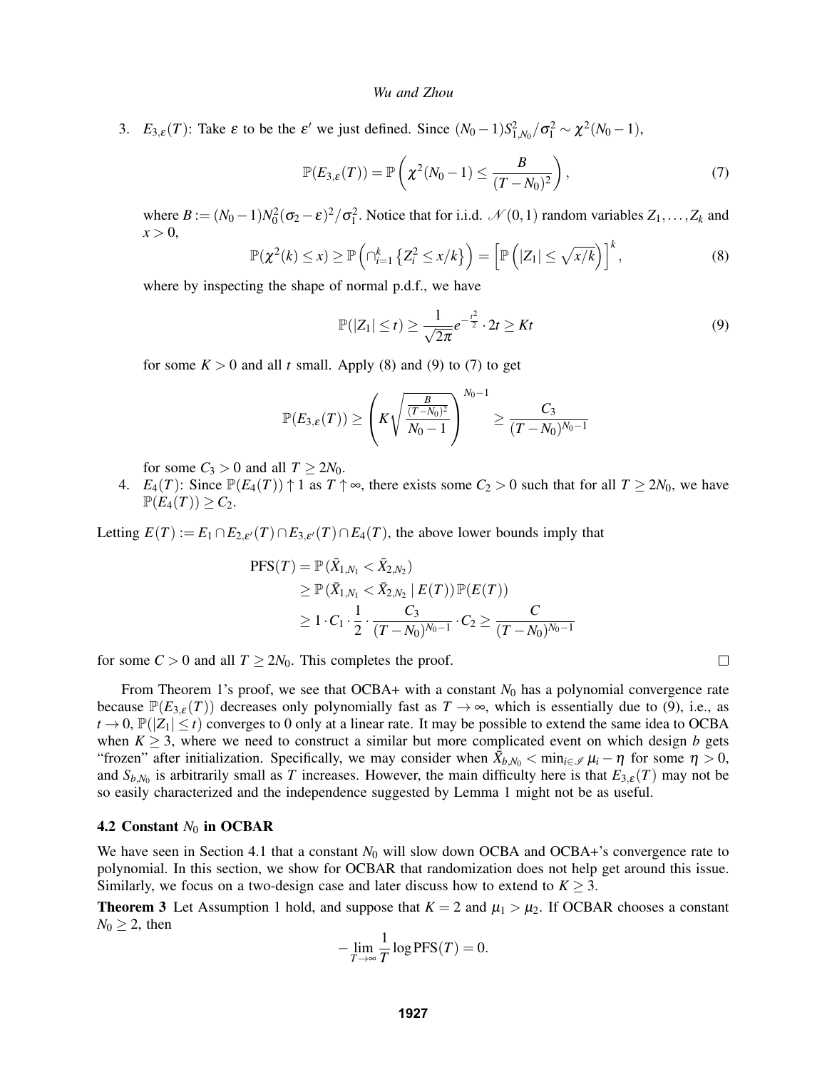3. $E_{3,\varepsilon}(T)$: Take $\varepsilon$ to be the $\varepsilon'$ we just defined. Since $(N_0-1)S^2_{1,N_0}/\sigma_1^2 \sim \chi^2(N_0-1)$,

$$\mathbb{P}(E_{3,\varepsilon}(T)) = \mathbb{P}\left(\chi^2(N_0-1) \leq \frac{B}{(T-N_0)^2}\right), \tag{7}$$

where $B := (N_0-1)N_0^2(\sigma_2-\varepsilon)^2/\sigma_1^2$. Notice that for i.i.d. $\mathcal{N}(0,1)$ random variables $Z_1,\ldots,Z_k$ and $x>0$,

$$\mathbb{P}(\chi^2(k) \leq x) \geq \mathbb{P}\left(\cap_{i=1}^k \left\{Z_i^2 \leq x/k\right\}\right) = \left[\mathbb{P}\left(|Z_1| \leq \sqrt{x/k}\right)\right]^k, \tag{8}$$

where by inspecting the shape of normal p.d.f., we have

$$\mathbb{P}(|Z_1| \leq t) \geq \frac{1}{\sqrt{2\pi}}e^{-\frac{t^2}{2}} \cdot 2t \geq Kt \tag{9}$$

for some $K>0$ and all $t$ small. Apply (8) and (9) to (7) to get

$$\mathbb{P}(E_{3,\varepsilon}(T)) \geq \left(K\sqrt{\frac{\frac{B}{(T-N_0)^2}}{N_0-1}}\right)^{N_0-1} \geq \frac{C_3}{(T-N_0)^{N_0-1}}$$

for some $C_3>0$ and all $T \geq 2N_0$.

4. $E_4(T)$: Since $\mathbb{P}(E_4(T)) \uparrow 1$ as $T \uparrow \infty$, there exists some $C_2>0$ such that for all $T \geq 2N_0$, we have $\mathbb{P}(E_4(T)) \geq C_2$.

Letting $E(T) := E_1 \cap E_{2,\varepsilon'}(T) \cap E_{3,\varepsilon'}(T) \cap E_4(T)$, the above lower bounds imply that

$$\begin{aligned}
\text{PFS}(T) &= \mathbb{P}(\bar{X}_{1,N_1} < \bar{X}_{2,N_2}) \\
&\geq \mathbb{P}(\bar{X}_{1,N_1} < \bar{X}_{2,N_2} \mid E(T))\,\mathbb{P}(E(T)) \\
&\geq 1 \cdot C_1 \cdot \frac{1}{2} \cdot \frac{C_3}{(T-N_0)^{N_0-1}} \cdot C_2 \geq \frac{C}{(T-N_0)^{N_0-1}}
\end{aligned}$$

for some $C>0$ and all $T \geq 2N_0$. This completes the proof. $\square$

From Theorem 1's proof, we see that OCBA+ with a constant $N_0$ has a polynomial convergence rate because $\mathbb{P}(E_{3,\varepsilon}(T))$ decreases only polynomially fast as $T\to\infty$, which is essentially due to (9), i.e., as $t\to 0$, $\mathbb{P}(|Z_1| \leq t)$ converges to 0 only at a linear rate. It may be possible to extend the same idea to OCBA when $K \geq 3$, where we need to construct a similar but more complicated event on which design $b$ gets "frozen" after initialization. Specifically, we may consider when $\bar{X}_{b,N_0} < \min_{i\in\mathscr{I}} \mu_i - \eta$ for some $\eta>0$, and $S_{b,N_0}$ is arbitrarily small as $T$ increases. However, the main difficulty here is that $E_{3,\varepsilon}(T)$ may not be so easily characterized and the independence suggested by Lemma 1 might not be as useful.

### 4.2 Constant $N_0$ in OCBAR

We have seen in Section 4.1 that a constant $N_0$ will slow down OCBA and OCBA+'s convergence rate to polynomial. In this section, we show for OCBAR that randomization does not help get around this issue. Similarly, we focus on a two-design case and later discuss how to extend to $K \geq 3$.

**Theorem 3** Let Assumption 1 hold, and suppose that $K=2$ and $\mu_1 > \mu_2$. If OCBAR chooses a constant $N_0 \geq 2$, then

$$-\lim_{T\to\infty} \frac{1}{T}\log \text{PFS}(T) = 0.$$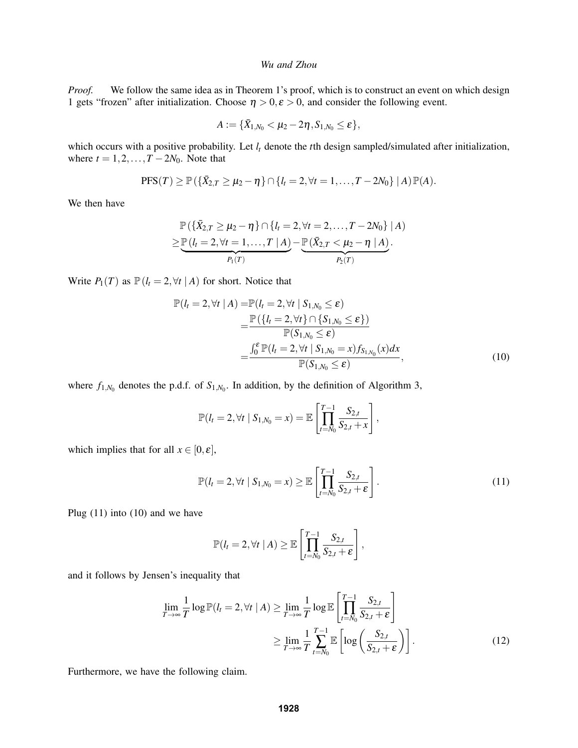*Proof.* We follow the same idea as in Theorem 1's proof, which is to construct an event on which design 1 gets "frozen" after initialization. Choose $\eta > 0, \varepsilon > 0$, and consider the following event.

$$A := \{\bar{X}_{1,N_0} < \mu_2 - 2\eta, S_{1,N_0} \leq \varepsilon\},$$

which occurs with a positive probability. Let $l_t$ denote the $t$th design sampled/simulated after initialization, where $t = 1, 2, \ldots, T - 2N_0$. Note that

$$\text{PFS}(T) \geq \mathbb{P}\left(\{\bar{X}_{2,T} \geq \mu_2 - \eta\} \cap \{l_t = 2, \forall t = 1, \ldots, T - 2N_0\} \mid A\right) \mathbb{P}(A).$$

We then have

$$\begin{aligned}
&\mathbb{P}\left(\{\bar{X}_{2,T} \geq \mu_2 - \eta\} \cap \{l_t = 2, \forall t = 2, \ldots, T - 2N_0\} \mid A\right) \\
\geq &\underbrace{\mathbb{P}\left(l_t = 2, \forall t = 1, \ldots, T \mid A\right)}_{P_1(T)} - \underbrace{\mathbb{P}\left(\bar{X}_{2,T} < \mu_2 - \eta \mid A\right)}_{P_2(T)}.
\end{aligned}$$

Write $P_1(T)$ as $\mathbb{P}\left(l_t = 2, \forall t \mid A\right)$ for short. Notice that

$$\begin{aligned}
\mathbb{P}(l_t = 2, \forall t \mid A) =& \mathbb{P}(l_t = 2, \forall t \mid S_{1,N_0} \leq \varepsilon) \\
=& \frac{\mathbb{P}\left(\{l_t = 2, \forall t\} \cap \{S_{1,N_0} \leq \varepsilon\}\right)}{\mathbb{P}(S_{1,N_0} \leq \varepsilon)} \\
=& \frac{\int_0^{\varepsilon} \mathbb{P}(l_t = 2, \forall t \mid S_{1,N_0} = x) f_{S_{1,N_0}}(x) dx}{\mathbb{P}(S_{1,N_0} \leq \varepsilon)},
\end{aligned} \tag{10}$$

where $f_{1,N_0}$ denotes the p.d.f. of $S_{1,N_0}$. In addition, by the definition of Algorithm 3,

$$\mathbb{P}(l_t = 2, \forall t \mid S_{1,N_0} = x) = \mathbb{E}\left[\prod_{t=N_0}^{T-1} \frac{S_{2,t}}{S_{2,t} + x}\right],$$

which implies that for all $x \in [0, \varepsilon]$,

$$\mathbb{P}(l_t = 2, \forall t \mid S_{1,N_0} = x) \geq \mathbb{E}\left[\prod_{t=N_0}^{T-1} \frac{S_{2,t}}{S_{2,t} + \varepsilon}\right]. \tag{11}$$

Plug (11) into (10) and we have

$$\mathbb{P}(l_t = 2, \forall t \mid A) \geq \mathbb{E}\left[\prod_{t=N_0}^{T-1} \frac{S_{2,t}}{S_{2,t} + \varepsilon}\right],$$

and it follows by Jensen's inequality that

$$\begin{aligned}
\varliminf_{T \to \infty} \frac{1}{T} \log \mathbb{P}(l_t = 2, \forall t \mid A) \geq& \varliminf_{T \to \infty} \frac{1}{T} \log \mathbb{E}\left[\prod_{t=N_0}^{T-1} \frac{S_{2,t}}{S_{2,t} + \varepsilon}\right] \\
\geq& \varliminf_{T \to \infty} \frac{1}{T} \sum_{t=N_0}^{T-1} \mathbb{E}\left[\log\left(\frac{S_{2,t}}{S_{2,t} + \varepsilon}\right)\right].
\end{aligned} \tag{12}$$

Furthermore, we have the following claim.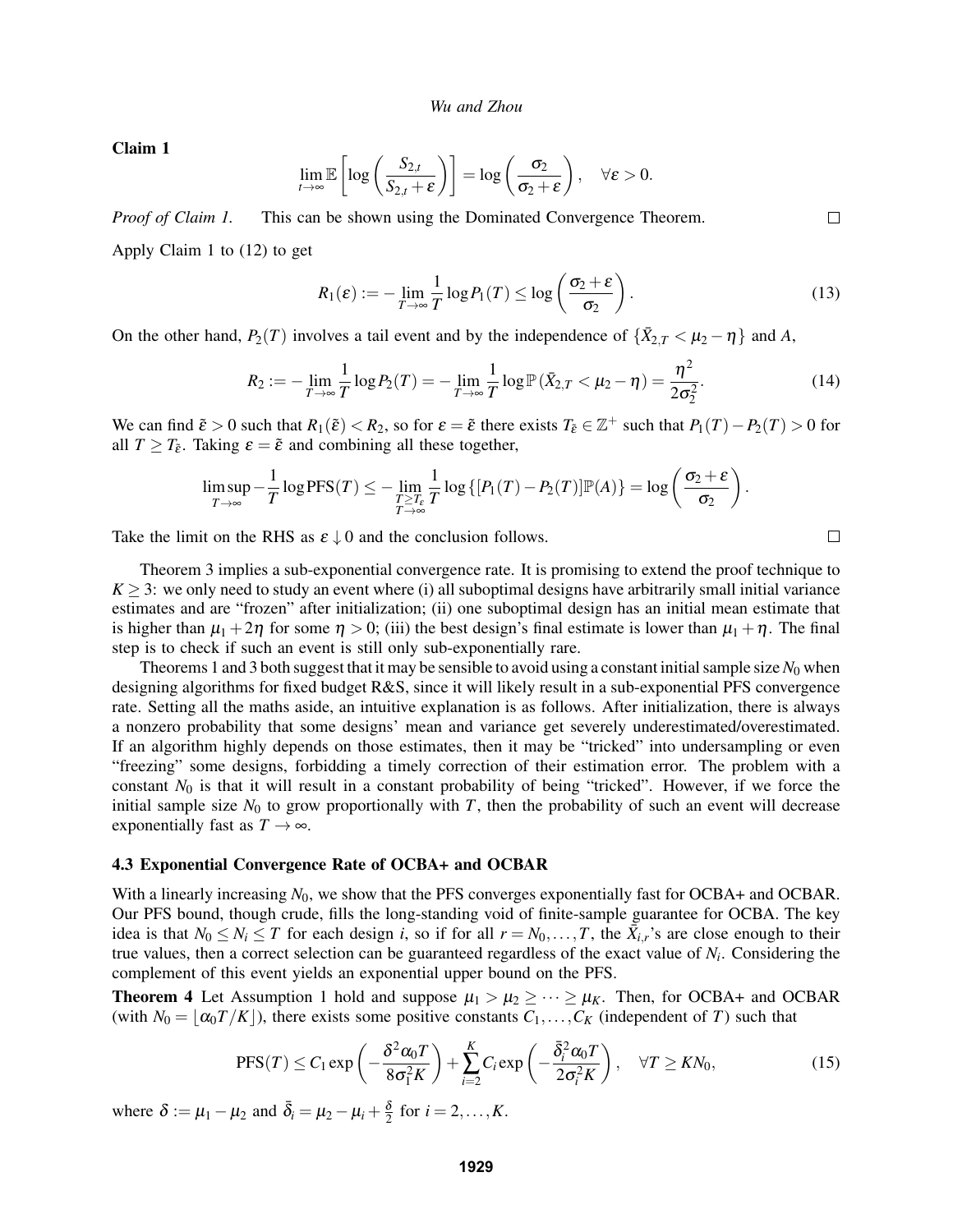**Claim 1**

$$\lim_{t\to\infty}\mathbb{E}\left[\log\left(\frac{S_{2,t}}{S_{2,t}+\varepsilon}\right)\right]=\log\left(\frac{\sigma_2}{\sigma_2+\varepsilon}\right),\quad \forall\varepsilon>0.$$

*Proof of Claim 1.* This can be shown using the Dominated Convergence Theorem. □

Apply Claim 1 to (12) to get

$$R_1(\varepsilon):=-\lim_{T\to\infty}\frac{1}{T}\log P_1(T)\leq\log\left(\frac{\sigma_2+\varepsilon}{\sigma_2}\right). \tag{13}$$

On the other hand, $P_2(T)$ involves a tail event and by the independence of $\{\bar{X}_{2,T}<\mu_2-\eta\}$ and $A$,

$$R_2:=-\lim_{T\to\infty}\frac{1}{T}\log P_2(T)=-\lim_{T\to\infty}\frac{1}{T}\log\mathbb{P}\left(\bar{X}_{2,T}<\mu_2-\eta\right)=\frac{\eta^2}{2\sigma_2^2}. \tag{14}$$

We can find $\tilde{\varepsilon}>0$ such that $R_1(\tilde{\varepsilon})<R_2$, so for $\varepsilon=\tilde{\varepsilon}$ there exists $T_{\tilde{\varepsilon}}\in\mathbb{Z}^+$ such that $P_1(T)-P_2(T)>0$ for all $T\geq T_{\tilde{\varepsilon}}$. Taking $\varepsilon=\tilde{\varepsilon}$ and combining all these together,

$$\limsup_{T\to\infty}-\frac{1}{T}\log\mathrm{PFS}(T)\leq-\lim_{\substack{T\geq T_\varepsilon\\T\to\infty}}\frac{1}{T}\log\{[P_1(T)-P_2(T)]\mathbb{P}(A)\}=\log\left(\frac{\sigma_2+\varepsilon}{\sigma_2}\right).$$

Take the limit on the RHS as $\varepsilon\downarrow 0$ and the conclusion follows. □

Theorem 3 implies a sub-exponential convergence rate. It is promising to extend the proof technique to $K\geq 3$: we only need to study an event where (i) all suboptimal designs have arbitrarily small initial variance estimates and are "frozen" after initialization; (ii) one suboptimal design has an initial mean estimate that is higher than $\mu_1+2\eta$ for some $\eta>0$; (iii) the best design's final estimate is lower than $\mu_1+\eta$. The final step is to check if such an event is still only sub-exponentially rare.

Theorems 1 and 3 both suggest that it may be sensible to avoid using a constant initial sample size $N_0$ when designing algorithms for fixed budget R&S, since it will likely result in a sub-exponential PFS convergence rate. Setting all the maths aside, an intuitive explanation is as follows. After initialization, there is always a nonzero probability that some designs' mean and variance get severely underestimated/overestimated. If an algorithm highly depends on those estimates, then it may be "tricked" into undersampling or even "freezing" some designs, forbidding a timely correction of their estimation error. The problem with a constant $N_0$ is that it will result in a constant probability of being "tricked". However, if we force the initial sample size $N_0$ to grow proportionally with $T$, then the probability of such an event will decrease exponentially fast as $T\to\infty$.

### 4.3 Exponential Convergence Rate of OCBA+ and OCBAR

With a linearly increasing $N_0$, we show that the PFS converges exponentially fast for OCBA+ and OCBAR. Our PFS bound, though crude, fills the long-standing void of finite-sample guarantee for OCBA. The key idea is that $N_0\leq N_i\leq T$ for each design $i$, so if for all $r=N_0,\ldots,T$, the $\bar{X}_{i,r}$'s are close enough to their true values, then a correct selection can be guaranteed regardless of the exact value of $N_i$. Considering the complement of this event yields an exponential upper bound on the PFS.

**Theorem 4** Let Assumption 1 hold and suppose $\mu_1>\mu_2\geq\cdots\geq\mu_K$. Then, for OCBA+ and OCBAR (with $N_0=\lfloor\alpha_0 T/K\rfloor$), there exists some positive constants $C_1,\ldots,C_K$ (independent of $T$) such that

$$\mathrm{PFS}(T)\leq C_1\exp\left(-\frac{\delta^2\alpha_0 T}{8\sigma_1^2K}\right)+\sum_{i=2}^{K}C_i\exp\left(-\frac{\bar{\delta}_i^2\alpha_0 T}{2\sigma_i^2K}\right),\quad\forall T\geq KN_0, \tag{15}$$

where $\delta:=\mu_1-\mu_2$ and $\bar{\delta}_i=\mu_2-\mu_i+\frac{\delta}{2}$ for $i=2,\ldots,K$.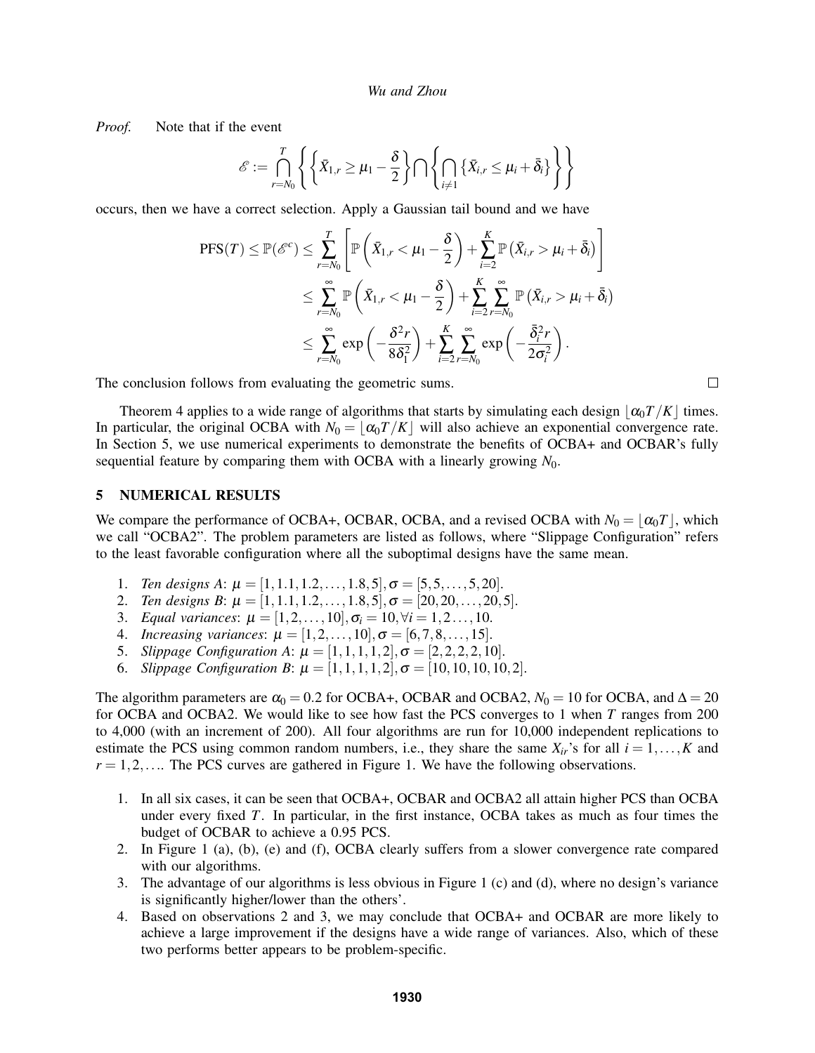*Proof.* Note that if the event

$$\mathscr{E} := \bigcap_{r=N_0}^{T} \left\{ \left\{ \bar{X}_{1,r} \geq \mu_1 - \frac{\delta}{2} \right\} \bigcap \left\{ \bigcap_{i \neq 1} \{ \bar{X}_{i,r} \leq \mu_i + \bar{\delta}_i \} \right\} \right\}$$

occurs, then we have a correct selection. Apply a Gaussian tail bound and we have

$$\begin{aligned}
\text{PFS}(T) \leq \mathbb{P}(\mathscr{E}^c) &\leq \sum_{r=N_0}^{T} \left[ \mathbb{P}\left( \bar{X}_{1,r} < \mu_1 - \frac{\delta}{2} \right) + \sum_{i=2}^{K} \mathbb{P}\left( \bar{X}_{i,r} > \mu_i + \bar{\delta}_i \right) \right] \\
&\leq \sum_{r=N_0}^{\infty} \mathbb{P}\left( \bar{X}_{1,r} < \mu_1 - \frac{\delta}{2} \right) + \sum_{i=2}^{K} \sum_{r=N_0}^{\infty} \mathbb{P}\left( \bar{X}_{i,r} > \mu_i + \bar{\delta}_i \right) \\
&\leq \sum_{r=N_0}^{\infty} \exp\left( -\frac{\delta^2 r}{8 \delta_1^2} \right) + \sum_{i=2}^{K} \sum_{r=N_0}^{\infty} \exp\left( -\frac{\bar{\delta}_i^2 r}{2 \sigma_i^2} \right).
\end{aligned}$$

The conclusion follows from evaluating the geometric sums. □

Theorem 4 applies to a wide range of algorithms that starts by simulating each design $\lfloor \alpha_0 T/K \rfloor$ times. In particular, the original OCBA with $N_0 = \lfloor \alpha_0 T/K \rfloor$ will also achieve an exponential convergence rate. In Section 5, we use numerical experiments to demonstrate the benefits of OCBA+ and OCBAR's fully sequential feature by comparing them with OCBA with a linearly growing $N_0$.

## 5 NUMERICAL RESULTS

We compare the performance of OCBA+, OCBAR, OCBA, and a revised OCBA with $N_0 = \lfloor \alpha_0 T \rfloor$, which we call "OCBA2". The problem parameters are listed as follows, where "Slippage Configuration" refers to the least favorable configuration where all the suboptimal designs have the same mean.

1. *Ten designs A*: $\mu = [1, 1.1, 1.2, \ldots, 1.8, 5], \sigma = [5, 5, \ldots, 5, 20]$.
2. *Ten designs B*: $\mu = [1, 1.1, 1.2, \ldots, 1.8, 5], \sigma = [20, 20, \ldots, 20, 5]$.
3. *Equal variances*: $\mu = [1, 2, \ldots, 10], \sigma_i = 10, \forall i = 1, 2 \ldots, 10$.
4. *Increasing variances*: $\mu = [1, 2, \ldots, 10], \sigma = [6, 7, 8, \ldots, 15]$.
5. *Slippage Configuration A*: $\mu = [1, 1, 1, 1, 2], \sigma = [2, 2, 2, 2, 10]$.
6. *Slippage Configuration B*: $\mu = [1, 1, 1, 1, 2], \sigma = [10, 10, 10, 10, 2]$.

The algorithm parameters are $\alpha_0 = 0.2$ for OCBA+, OCBAR and OCBA2, $N_0 = 10$ for OCBA, and $\Delta = 20$ for OCBA and OCBA2. We would like to see how fast the PCS converges to 1 when $T$ ranges from 200 to 4,000 (with an increment of 200). All four algorithms are run for 10,000 independent replications to estimate the PCS using common random numbers, i.e., they share the same $X_{ir}$'s for all $i = 1, \ldots, K$ and $r = 1, 2, \ldots$. The PCS curves are gathered in Figure 1. We have the following observations.

1. In all six cases, it can be seen that OCBA+, OCBAR and OCBA2 all attain higher PCS than OCBA under every fixed $T$. In particular, in the first instance, OCBA takes as much as four times the budget of OCBAR to achieve a 0.95 PCS.
2. In Figure 1 (a), (b), (e) and (f), OCBA clearly suffers from a slower convergence rate compared with our algorithms.
3. The advantage of our algorithms is less obvious in Figure 1 (c) and (d), where no design's variance is significantly higher/lower than the others'.
4. Based on observations 2 and 3, we may conclude that OCBA+ and OCBAR are more likely to achieve a large improvement if the designs have a wide range of variances. Also, which of these two performs better appears to be problem-specific.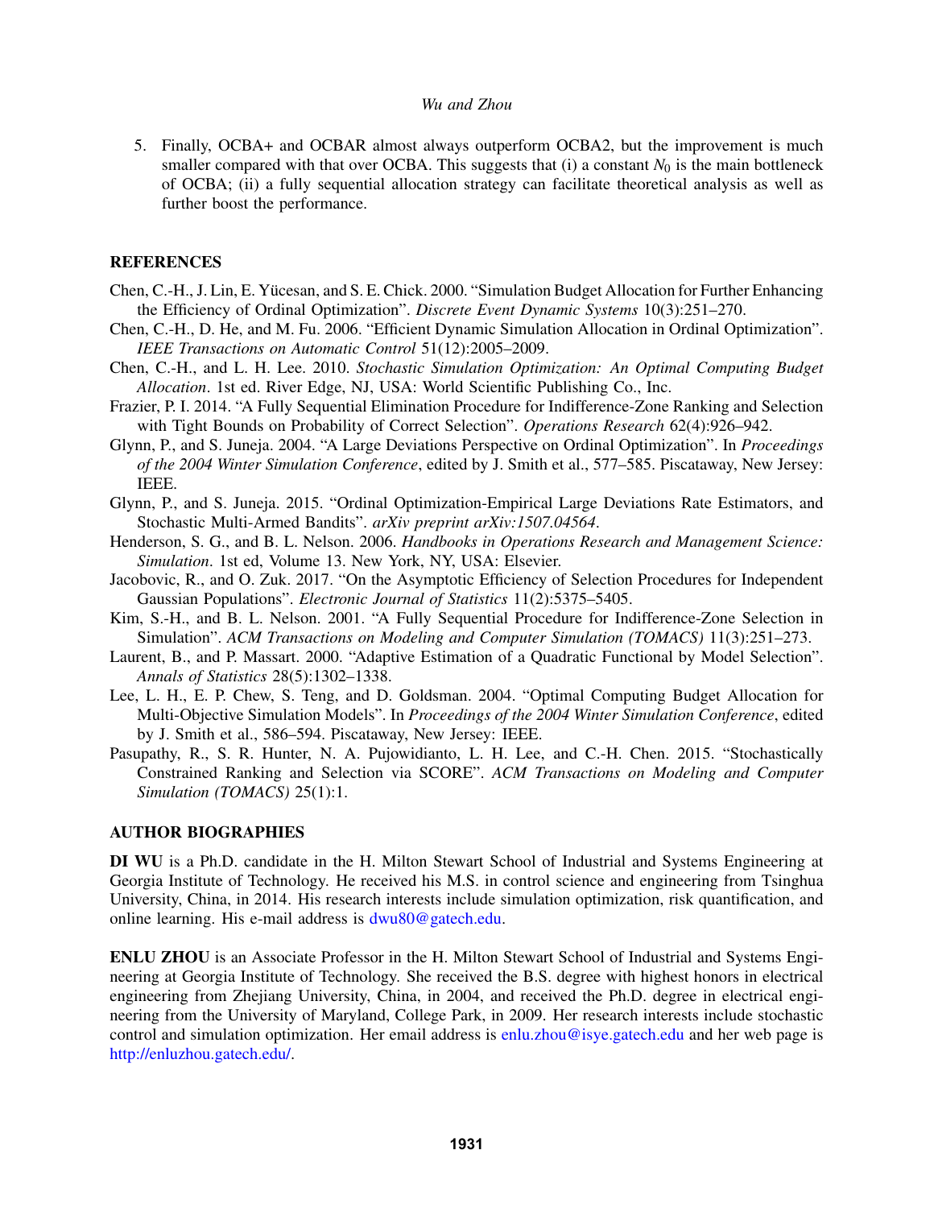5. Finally, OCBA+ and OCBAR almost always outperform OCBA2, but the improvement is much smaller compared with that over OCBA. This suggests that (i) a constant $N_0$ is the main bottleneck of OCBA; (ii) a fully sequential allocation strategy can facilitate theoretical analysis as well as further boost the performance.

## REFERENCES

Chen, C.-H., J. Lin, E. Yücesan, and S. E. Chick. 2000. "Simulation Budget Allocation for Further Enhancing the Efficiency of Ordinal Optimization". *Discrete Event Dynamic Systems* 10(3):251–270.

Chen, C.-H., D. He, and M. Fu. 2006. "Efficient Dynamic Simulation Allocation in Ordinal Optimization". *IEEE Transactions on Automatic Control* 51(12):2005–2009.

Chen, C.-H., and L. H. Lee. 2010. *Stochastic Simulation Optimization: An Optimal Computing Budget Allocation*. 1st ed. River Edge, NJ, USA: World Scientific Publishing Co., Inc.

Frazier, P. I. 2014. "A Fully Sequential Elimination Procedure for Indifference-Zone Ranking and Selection with Tight Bounds on Probability of Correct Selection". *Operations Research* 62(4):926–942.

Glynn, P., and S. Juneja. 2004. "A Large Deviations Perspective on Ordinal Optimization". In *Proceedings of the 2004 Winter Simulation Conference*, edited by J. Smith et al., 577–585. Piscataway, New Jersey: IEEE.

Glynn, P., and S. Juneja. 2015. "Ordinal Optimization-Empirical Large Deviations Rate Estimators, and Stochastic Multi-Armed Bandits". *arXiv preprint arXiv:1507.04564*.

Henderson, S. G., and B. L. Nelson. 2006. *Handbooks in Operations Research and Management Science: Simulation*. 1st ed, Volume 13. New York, NY, USA: Elsevier.

Jacobovic, R., and O. Zuk. 2017. "On the Asymptotic Efficiency of Selection Procedures for Independent Gaussian Populations". *Electronic Journal of Statistics* 11(2):5375–5405.

Kim, S.-H., and B. L. Nelson. 2001. "A Fully Sequential Procedure for Indifference-Zone Selection in Simulation". *ACM Transactions on Modeling and Computer Simulation (TOMACS)* 11(3):251–273.

Laurent, B., and P. Massart. 2000. "Adaptive Estimation of a Quadratic Functional by Model Selection". *Annals of Statistics* 28(5):1302–1338.

Lee, L. H., E. P. Chew, S. Teng, and D. Goldsman. 2004. "Optimal Computing Budget Allocation for Multi-Objective Simulation Models". In *Proceedings of the 2004 Winter Simulation Conference*, edited by J. Smith et al., 586–594. Piscataway, New Jersey: IEEE.

Pasupathy, R., S. R. Hunter, N. A. Pujowidianto, L. H. Lee, and C.-H. Chen. 2015. "Stochastically Constrained Ranking and Selection via SCORE". *ACM Transactions on Modeling and Computer Simulation (TOMACS)* 25(1):1.

## AUTHOR BIOGRAPHIES

**DI WU** is a Ph.D. candidate in the H. Milton Stewart School of Industrial and Systems Engineering at Georgia Institute of Technology. He received his M.S. in control science and engineering from Tsinghua University, China, in 2014. His research interests include simulation optimization, risk quantification, and online learning. His e-mail address is dwu80@gatech.edu.

**ENLU ZHOU** is an Associate Professor in the H. Milton Stewart School of Industrial and Systems Engineering at Georgia Institute of Technology. She received the B.S. degree with highest honors in electrical engineering from Zhejiang University, China, in 2004, and received the Ph.D. degree in electrical engineering from the University of Maryland, College Park, in 2009. Her research interests include stochastic control and simulation optimization. Her email address is enlu.zhou@isye.gatech.edu and her web page is http://enluzhou.gatech.edu/.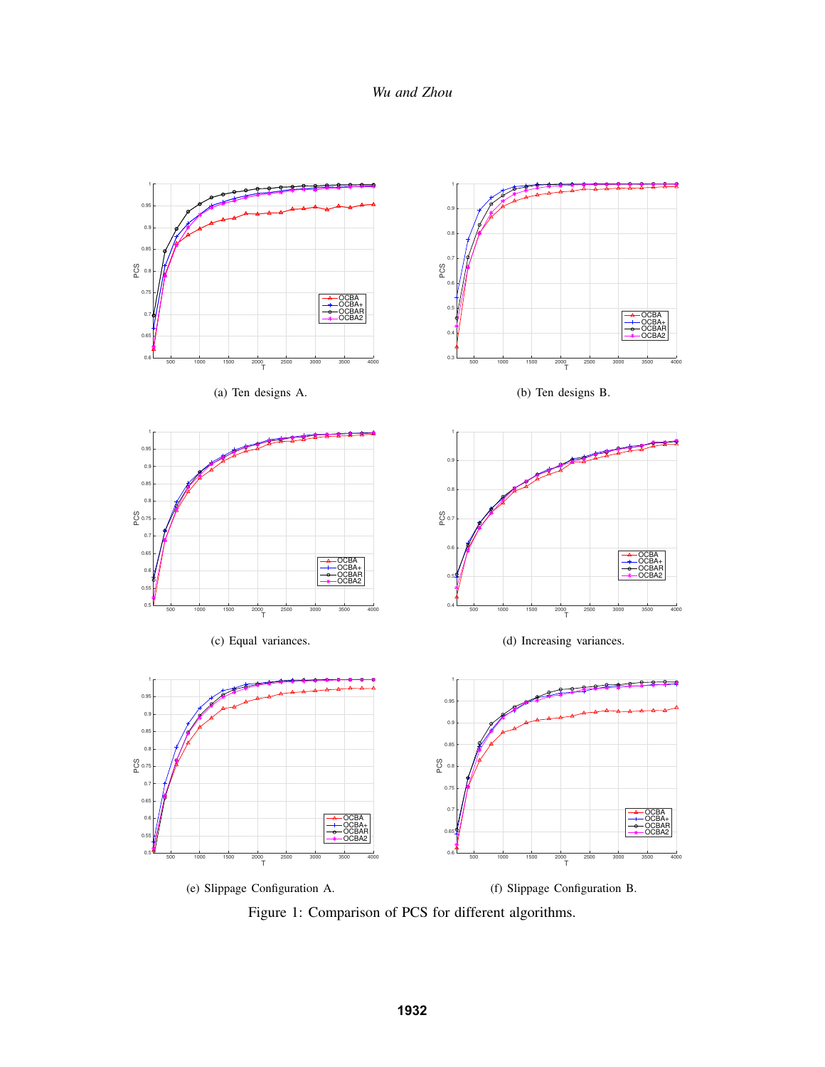PCS

T

OCBA
OCBA+
OCBAR
OCBA2

(a) Ten designs A.

PCS

T

OCBA
OCBA+
OCBAR
OCBA2

(b) Ten designs B.

PCS

T

OCBA
OCBA+
OCBAR
OCBA2

(c) Equal variances.

PCS

T

OCBA
OCBA+
OCBAR
OCBA2

(d) Increasing variances.

PCS

T

OCBA
OCBA+
OCBAR
OCBA2

(e) Slippage Configuration A.

PCS

T

OCBA
OCBA+
OCBAR
OCBA2

(f) Slippage Configuration B.

Figure 1: Comparison of PCS for different algorithms.